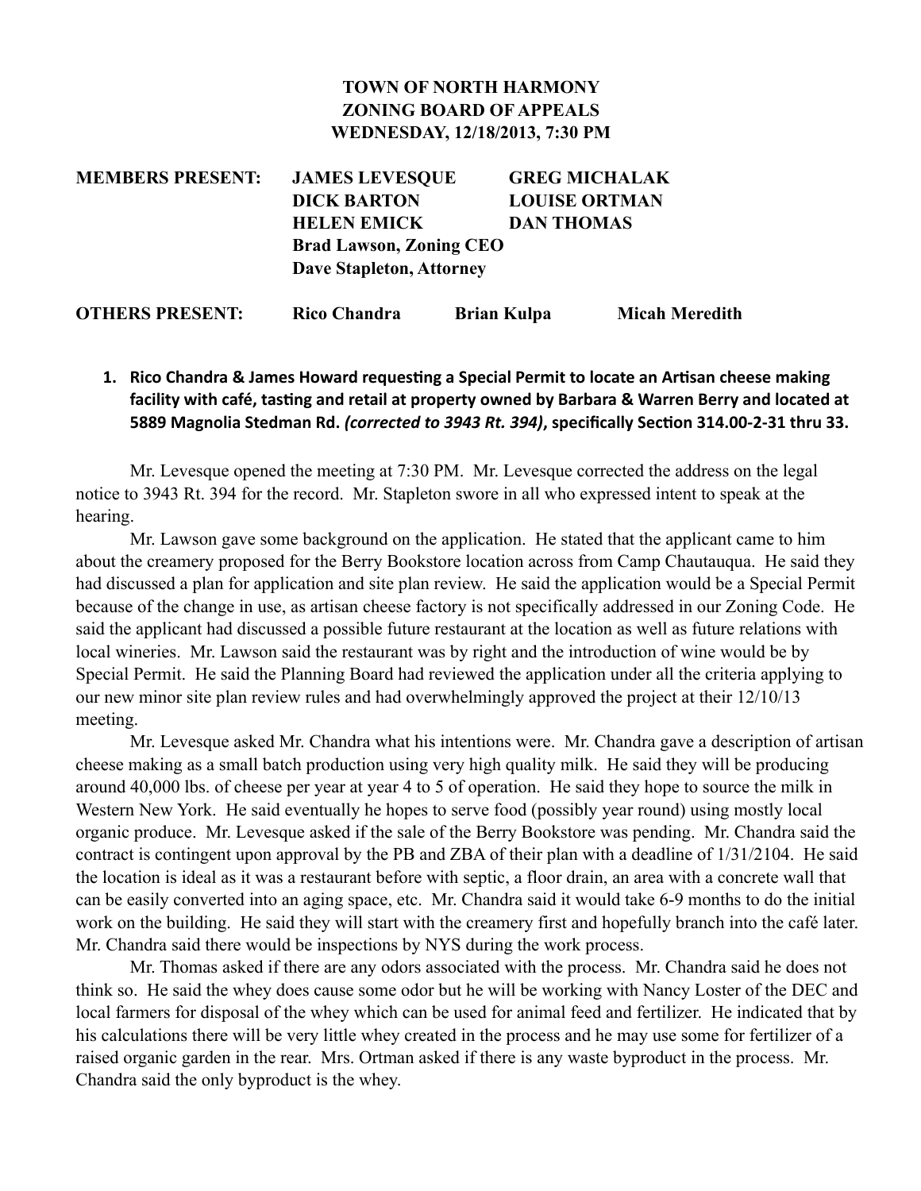**TOWN OF NORTH HARMONY**
**ZONING BOARD OF APPEALS**
**WEDNESDAY, 12/18/2013, 7:30 PM**

**MEMBERS PRESENT:** **JAMES LEVESQUE** **GREG MICHALAK**
**DICK BARTON** **LOUISE ORTMAN**
**HELEN EMICK** **DAN THOMAS**
**Brad Lawson, Zoning CEO**
**Dave Stapleton, Attorney**

**OTHERS PRESENT:** **Rico Chandra** **Brian Kulpa** **Micah Meredith**

1. **Rico Chandra & James Howard requesting a Special Permit to locate an Artisan cheese making facility with café, tasting and retail at property owned by Barbara & Warren Berry and located at 5889 Magnolia Stedman Rd. *(corrected to 3943 Rt. 394)*, specifically Section 314.00-2-31 thru 33.**

Mr. Levesque opened the meeting at 7:30 PM. Mr. Levesque corrected the address on the legal notice to 3943 Rt. 394 for the record. Mr. Stapleton swore in all who expressed intent to speak at the hearing.

Mr. Lawson gave some background on the application. He stated that the applicant came to him about the creamery proposed for the Berry Bookstore location across from Camp Chautauqua. He said they had discussed a plan for application and site plan review. He said the application would be a Special Permit because of the change in use, as artisan cheese factory is not specifically addressed in our Zoning Code. He said the applicant had discussed a possible future restaurant at the location as well as future relations with local wineries. Mr. Lawson said the restaurant was by right and the introduction of wine would be by Special Permit. He said the Planning Board had reviewed the application under all the criteria applying to our new minor site plan review rules and had overwhelmingly approved the project at their 12/10/13 meeting.

Mr. Levesque asked Mr. Chandra what his intentions were. Mr. Chandra gave a description of artisan cheese making as a small batch production using very high quality milk. He said they will be producing around 40,000 lbs. of cheese per year at year 4 to 5 of operation. He said they hope to source the milk in Western New York. He said eventually he hopes to serve food (possibly year round) using mostly local organic produce. Mr. Levesque asked if the sale of the Berry Bookstore was pending. Mr. Chandra said the contract is contingent upon approval by the PB and ZBA of their plan with a deadline of 1/31/2104. He said the location is ideal as it was a restaurant before with septic, a floor drain, an area with a concrete wall that can be easily converted into an aging space, etc. Mr. Chandra said it would take 6-9 months to do the initial work on the building. He said they will start with the creamery first and hopefully branch into the café later. Mr. Chandra said there would be inspections by NYS during the work process.

Mr. Thomas asked if there are any odors associated with the process. Mr. Chandra said he does not think so. He said the whey does cause some odor but he will be working with Nancy Loster of the DEC and local farmers for disposal of the whey which can be used for animal feed and fertilizer. He indicated that by his calculations there will be very little whey created in the process and he may use some for fertilizer of a raised organic garden in the rear. Mrs. Ortman asked if there is any waste byproduct in the process. Mr. Chandra said the only byproduct is the whey.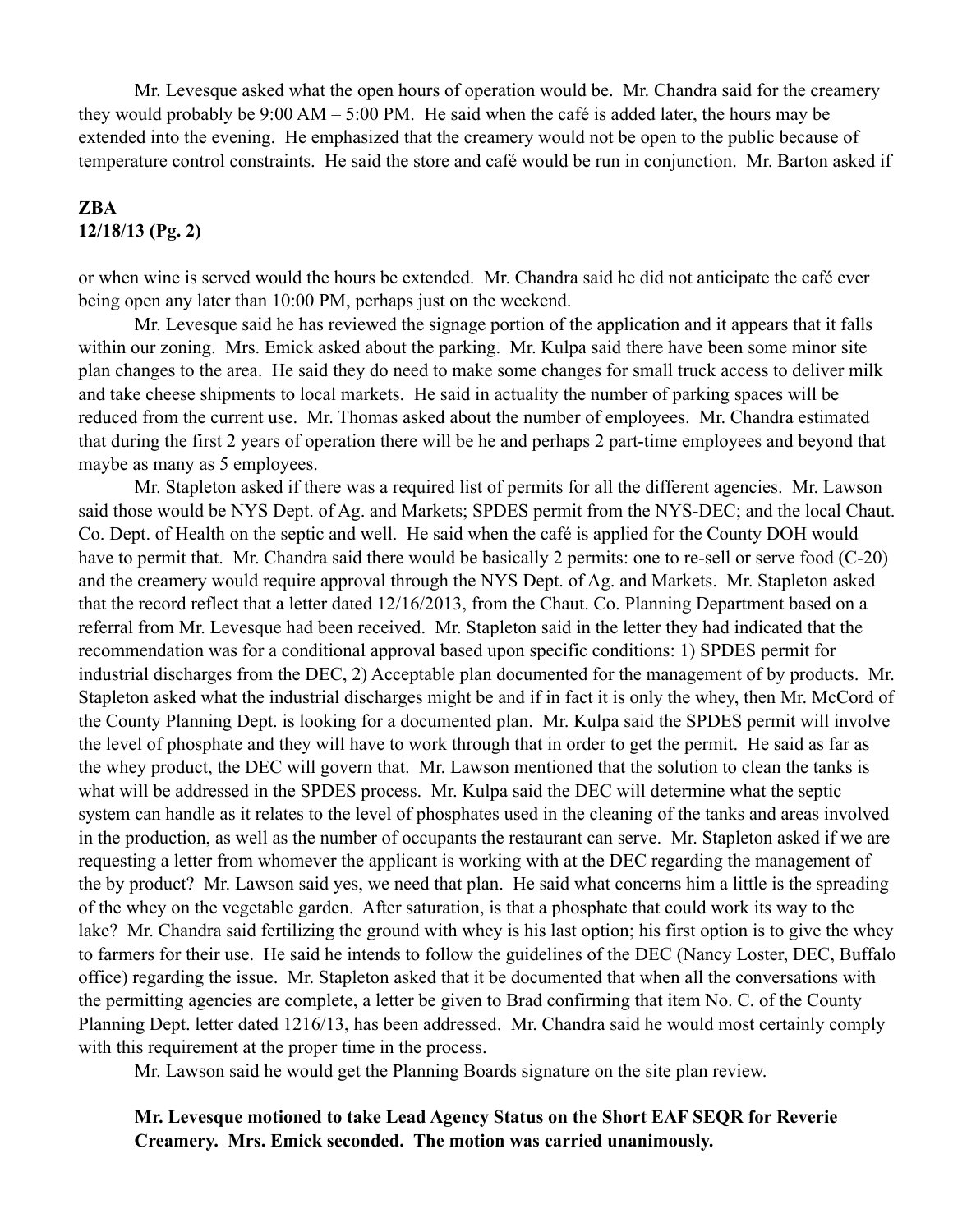Mr. Levesque asked what the open hours of operation would be. Mr. Chandra said for the creamery they would probably be 9:00 AM – 5:00 PM. He said when the café is added later, the hours may be extended into the evening. He emphasized that the creamery would not be open to the public because of temperature control constraints. He said the store and café would be run in conjunction. Mr. Barton asked if or when wine is served would the hours be extended. Mr. Chandra said he did not anticipate the café ever being open any later than 10:00 PM, perhaps just on the weekend.

Mr. Levesque said he has reviewed the signage portion of the application and it appears that it falls within our zoning. Mrs. Emick asked about the parking. Mr. Kulpa said there have been some minor site plan changes to the area. He said they do need to make some changes for small truck access to deliver milk and take cheese shipments to local markets. He said in actuality the number of parking spaces will be reduced from the current use. Mr. Thomas asked about the number of employees. Mr. Chandra estimated that during the first 2 years of operation there will be he and perhaps 2 part-time employees and beyond that maybe as many as 5 employees.

Mr. Stapleton asked if there was a required list of permits for all the different agencies. Mr. Lawson said those would be NYS Dept. of Ag. and Markets; SPDES permit from the NYS-DEC; and the local Chaut. Co. Dept. of Health on the septic and well. He said when the café is applied for the County DOH would have to permit that. Mr. Chandra said there would be basically 2 permits: one to re-sell or serve food (C-20) and the creamery would require approval through the NYS Dept. of Ag. and Markets. Mr. Stapleton asked that the record reflect that a letter dated 12/16/2013, from the Chaut. Co. Planning Department based on a referral from Mr. Levesque had been received. Mr. Stapleton said in the letter they had indicated that the recommendation was for a conditional approval based upon specific conditions: 1) SPDES permit for industrial discharges from the DEC, 2) Acceptable plan documented for the management of by products. Mr. Stapleton asked what the industrial discharges might be and if in fact it is only the whey, then Mr. McCord of the County Planning Dept. is looking for a documented plan. Mr. Kulpa said the SPDES permit will involve the level of phosphate and they will have to work through that in order to get the permit. He said as far as the whey product, the DEC will govern that. Mr. Lawson mentioned that the solution to clean the tanks is what will be addressed in the SPDES process. Mr. Kulpa said the DEC will determine what the septic system can handle as it relates to the level of phosphates used in the cleaning of the tanks and areas involved in the production, as well as the number of occupants the restaurant can serve. Mr. Stapleton asked if we are requesting a letter from whomever the applicant is working with at the DEC regarding the management of the by product? Mr. Lawson said yes, we need that plan. He said what concerns him a little is the spreading of the whey on the vegetable garden. After saturation, is that a phosphate that could work its way to the lake? Mr. Chandra said fertilizing the ground with whey is his last option; his first option is to give the whey to farmers for their use. He said he intends to follow the guidelines of the DEC (Nancy Loster, DEC, Buffalo office) regarding the issue. Mr. Stapleton asked that it be documented that when all the conversations with the permitting agencies are complete, a letter be given to Brad confirming that item No. C. of the County Planning Dept. letter dated 1216/13, has been addressed. Mr. Chandra said he would most certainly comply with this requirement at the proper time in the process.

Mr. Lawson said he would get the Planning Boards signature on the site plan review.

**Mr. Levesque motioned to take Lead Agency Status on the Short EAF SEQR for Reverie Creamery. Mrs. Emick seconded. The motion was carried unanimously.**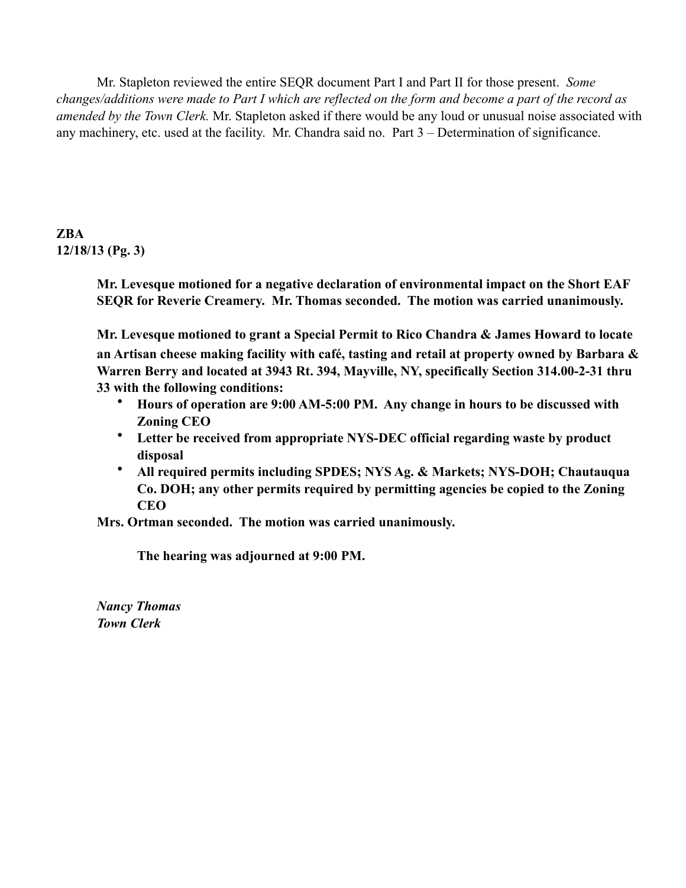Mr. Stapleton reviewed the entire SEQR document Part I and Part II for those present. *Some changes/additions were made to Part I which are reflected on the form and become a part of the record as amended by the Town Clerk.* Mr. Stapleton asked if there would be any loud or unusual noise associated with any machinery, etc. used at the facility. Mr. Chandra said no. Part 3 – Determination of significance.

**ZBA**
**12/18/13 (Pg. 3)**

**Mr. Levesque motioned for a negative declaration of environmental impact on the Short EAF SEQR for Reverie Creamery. Mr. Thomas seconded. The motion was carried unanimously.**

**Mr. Levesque motioned to grant a Special Permit to Rico Chandra & James Howard to locate an Artisan cheese making facility with café, tasting and retail at property owned by Barbara & Warren Berry and located at 3943 Rt. 394, Mayville, NY, specifically Section 314.00-2-31 thru 33 with the following conditions:**

- **Hours of operation are 9:00 AM-5:00 PM. Any change in hours to be discussed with Zoning CEO**
- **Letter be received from appropriate NYS-DEC official regarding waste by product disposal**
- **All required permits including SPDES; NYS Ag. & Markets; NYS-DOH; Chautauqua Co. DOH; any other permits required by permitting agencies be copied to the Zoning CEO**

**Mrs. Ortman seconded. The motion was carried unanimously.**

**The hearing was adjourned at 9:00 PM.**

***Nancy Thomas***
***Town Clerk***